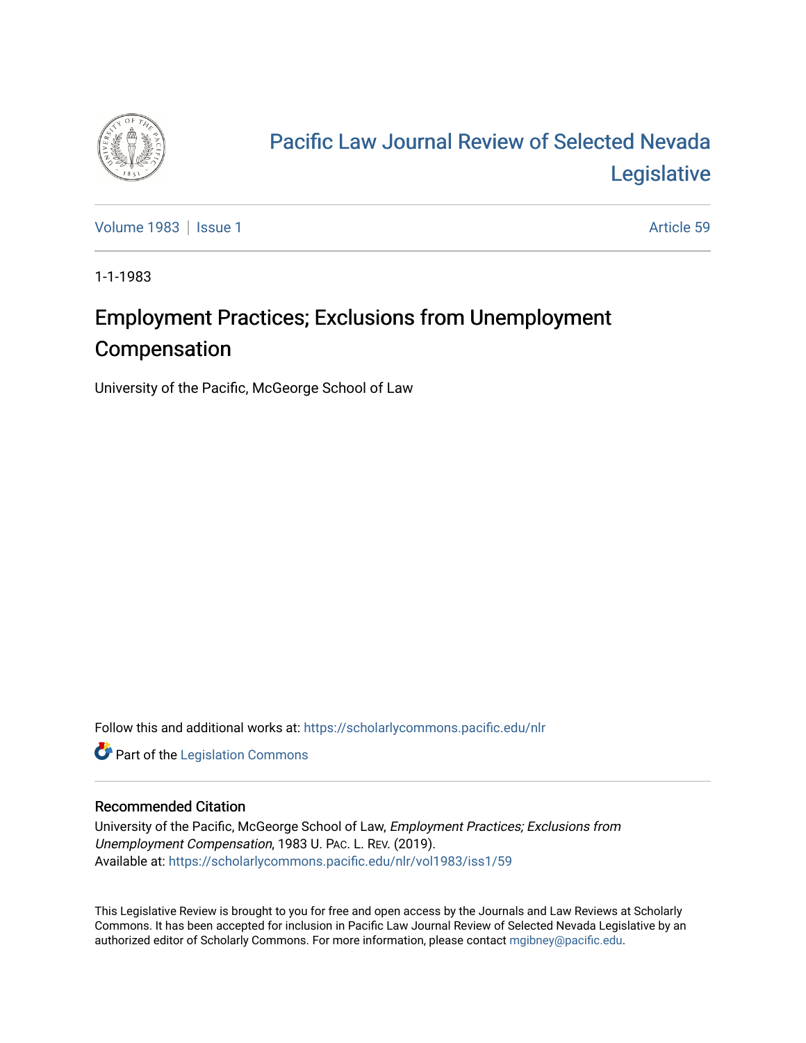# Pacific Law Journal Review of Selected Nevada Legislative

Volume 1983 | Issue 1 | Article 59

1-1-1983

## Employment Practices; Exclusions from Unemployment Compensation

University of the Pacific, McGeorge School of Law

Follow this and additional works at: https://scholarlycommons.pacific.edu/nlr

Part of the Legislation Commons

### Recommended Citation

University of the Pacific, McGeorge School of Law, *Employment Practices; Exclusions from Unemployment Compensation*, 1983 U. PAC. L. REV. (2019).
Available at: https://scholarlycommons.pacific.edu/nlr/vol1983/iss1/59

This Legislative Review is brought to you for free and open access by the Journals and Law Reviews at Scholarly Commons. It has been accepted for inclusion in Pacific Law Journal Review of Selected Nevada Legislative by an authorized editor of Scholarly Commons. For more information, please contact mgibney@pacific.edu.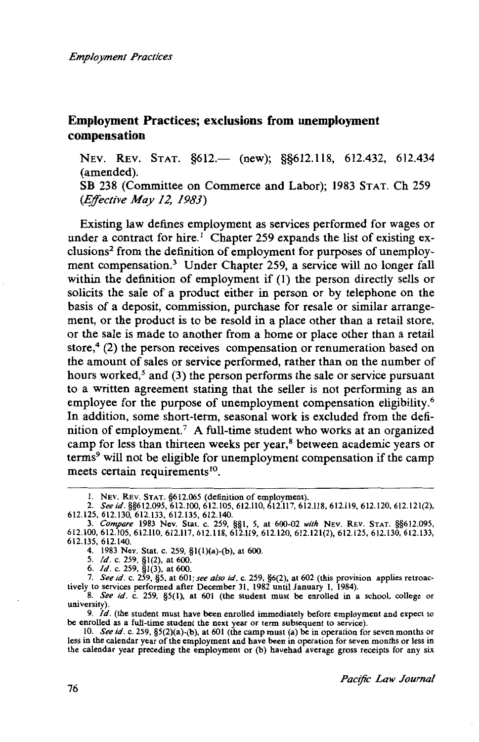## Employment Practices; exclusions from unemployment compensation

NEV. REV. STAT. §612.— (new); §§612.118, 612.432, 612.434 (amended).

SB 238 (Committee on Commerce and Labor); 1983 STAT. Ch 259 *(Effective May 12, 1983)*

Existing law defines employment as services performed for wages or under a contract for hire.[1] Chapter 259 expands the list of existing exclusions[2] from the definition of employment for purposes of unemployment compensation.[3] Under Chapter 259, a service will no longer fall within the definition of employment if (1) the person directly sells or solicits the sale of a product either in person or by telephone on the basis of a deposit, commission, purchase for resale or similar arrangement, or the product is to be resold in a place other than a retail store, or the sale is made to another from a home or place other than a retail store,[4] (2) the person receives compensation or renumeration based on the amount of sales or service performed, rather than on the number of hours worked,[5] and (3) the person performs the sale or service pursuant to a written agreement stating that the seller is not performing as an employee for the purpose of unemployment compensation eligibility.[6] In addition, some short-term, seasonal work is excluded from the definition of employment.[7] A full-time student who works at an organized camp for less than thirteen weeks per year,[8] between academic years or terms[9] will not be eligible for unemployment compensation if the camp meets certain requirements[10].

---

1. NEV. REV. STAT. §612.065 (definition of employment).
2. *See id.* §§612.095, 612.100, 612.105, 612.110, 612.117, 612.118, 612.119, 612.120, 612.121(2), 612.125, 612.130, 612.133, 612.135, 612.140.
3. *Compare* 1983 Nev. Stat. c. 259, §§1, 5, at 600-02 *with* NEV. REV. STAT. §§612.095, 612.100, 612.105, 612.110, 612.117, 612.118, 612.119, 612.120, 612.121(2), 612.125, 612.130, 612.133, 612.135, 612.140.
4. 1983 Nev. Stat. c. 259, §1(1)(a)-(b), at 600.
5. *Id.* c. 259, §1(2), at 600.
6. *Id.* c. 259, §1(3), at 600.
7. *See id.* c. 259, §5, at 601; *see also id.* c. 259, §6(2), at 602 (this provision applies retroactively to services performed after December 31, 1982 until January 1, 1984).
8. *See id.* c. 259, §5(1), at 601 (the student must be enrolled in a school, college or university).
9. *Id.* (the student must have been enrolled immediately before employment and expect to be enrolled as a full-time student the next year or term subsequent to service).
10. *See id.* c. 259, §5(2)(a)-(b), at 601 (the camp must (a) be in operation for seven months or less in the calendar year of the employment and have been in operation for seven months or less in the calendar year preceding the employment or (b) havehad average gross receipts for any six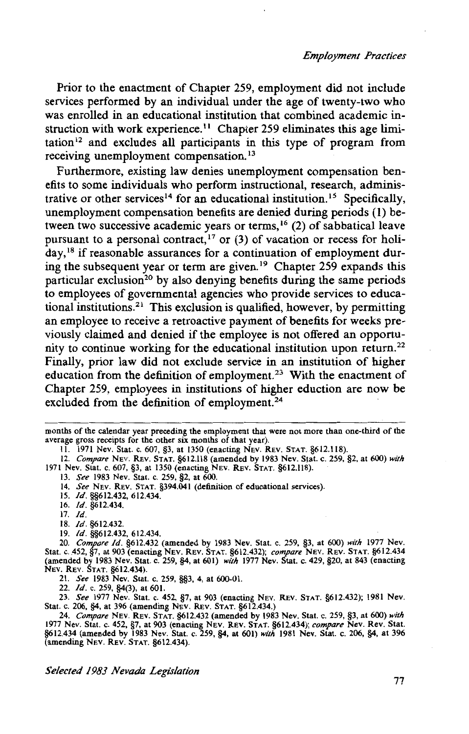Prior to the enactment of Chapter 259, employment did not include services performed by an individual under the age of twenty-two who was enrolled in an educational institution that combined academic instruction with work experience.[11] Chapter 259 eliminates this age limitation[12] and excludes all participants in this type of program from receiving unemployment compensation.[13]

Furthermore, existing law denies unemployment compensation benefits to some individuals who perform instructional, research, administrative or other services[14] for an educational institution.[15] Specifically, unemployment compensation benefits are denied during periods (1) between two successive academic years or terms,[16] (2) of sabbatical leave pursuant to a personal contract,[17] or (3) of vacation or recess for holiday,[18] if reasonable assurances for a continuation of employment during the subsequent year or term are given.[19] Chapter 259 expands this particular exclusion[20] by also denying benefits during the same periods to employees of governmental agencies who provide services to educational institutions.[21] This exclusion is qualified, however, by permitting an employee to receive a retroactive payment of benefits for weeks previously claimed and denied if the employee is not offered an opportunity to continue working for the educational institution upon return.[22] Finally, prior law did not exclude service in an institution of higher education from the definition of employment.[23] With the enactment of Chapter 259, employees in institutions of higher eduction are now be excluded from the definition of employment.[24]

---

months of the calendar year preceding the employment that were not more than one-third of the average gross receipts for the other six months of that year).

11. 1971 Nev. Stat. c. 607, §3, at 1350 (enacting NEV. REV. STAT. §612.118).

12. *Compare* NEV. REV. STAT. §612.118 (amended by 1983 Nev. Stat. c. 259, §2, at 600) *with* 1971 Nev. Stat. c. 607, §3, at 1350 (enacting NEV. REV. STAT. §612.118).

13. *See* 1983 Nev. Stat. c. 259, §2, at 600.

14. *See* NEV. REV. STAT. §394.041 (definition of educational services).

15. *Id.* §§612.432, 612.434.

16. *Id.* §612.434.

17. *Id.*

18. *Id.* §612.432.

19. *Id.* §§612.432, 612.434.

20. *Compare Id.* §612.432 (amended by 1983 Nev. Stat. c. 259, §3, at 600) *with* 1977 Nev. Stat. c. 452, §7, at 903 (enacting NEV. REV. STAT. §612.432); *compare* NEV. REV. STAT. §612.434 (amended by 1983 Nev. Stat. c. 259, §4, at 601) *with* 1977 Nev. Stat. c. 429, §20, at 843 (enacting NEV. REV. STAT. §612.434).

21. *See* 1983 Nev. Stat. c. 259, §§3, 4, at 600-01.

22. *Id.* c. 259, §4(3), at 601.

23. *See* 1977 Nev. Stat. c. 452, §7, at 903 (enacting NEV. REV. STAT. §612.432); 1981 Nev. Stat. c. 206, §4, at 396 (amending NEV. REV. STAT. §612.434.)

24. *Compare* NEV. REV. STAT. §612.432 (amended by 1983 Nev. Stat. c. 259, §3, at 600) *with* 1977 Nev. Stat. c. 452, §7, at 903 (enacting NEV. REV. STAT. §612.434); *compare* Nev. Rev. Stat. §612.434 (amended by 1983 Nev. Stat. c. 259, §4, at 601) *with* 1981 Nev. Stat. c. 206, §4, at 396 (amending NEV. REV. STAT. §612.434).